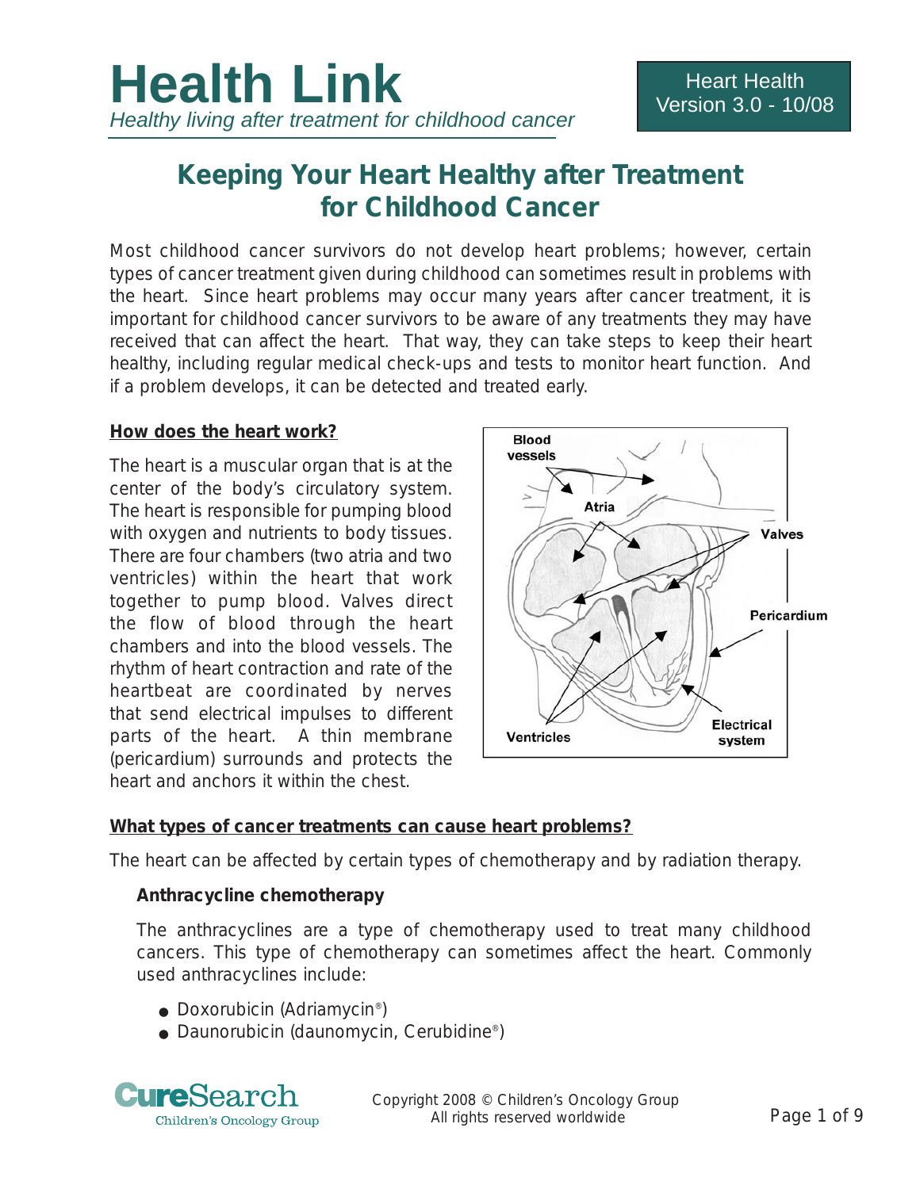# Health Link

*Healthy living after treatment for childhood cancer*

Heart Health
Version 3.0 - 10/08

## Keeping Your Heart Healthy after Treatment for Childhood Cancer

Most childhood cancer survivors do not develop heart problems; however, certain types of cancer treatment given during childhood can sometimes result in problems with the heart. Since heart problems may occur many years after cancer treatment, it is important for childhood cancer survivors to be aware of any treatments they may have received that can affect the heart. That way, they can take steps to keep their heart healthy, including regular medical check-ups and tests to monitor heart function. And if a problem develops, it can be detected and treated early.

### How does the heart work?

The heart is a muscular organ that is at the center of the body's circulatory system. The heart is responsible for pumping blood with oxygen and nutrients to body tissues. There are four chambers (two atria and two ventricles) within the heart that work together to pump blood. Valves direct the flow of blood through the heart chambers and into the blood vessels. The rhythm of heart contraction and rate of the heartbeat are coordinated by nerves that send electrical impulses to different parts of the heart. A thin membrane (pericardium) surrounds and protects the heart and anchors it within the chest.

Blood vessels, Atria, Valves, Pericardium, Ventricles, Electrical system

### What types of cancer treatments can cause heart problems?

The heart can be affected by certain types of chemotherapy and by radiation therapy.

**Anthracycline chemotherapy**

The anthracyclines are a type of chemotherapy used to treat many childhood cancers. This type of chemotherapy can sometimes affect the heart. Commonly used anthracyclines include:

- Doxorubicin (Adriamycin®)
- Daunorubicin (daunomycin, Cerubidine®)

Copyright 2008 © Children's Oncology Group
All rights reserved worldwide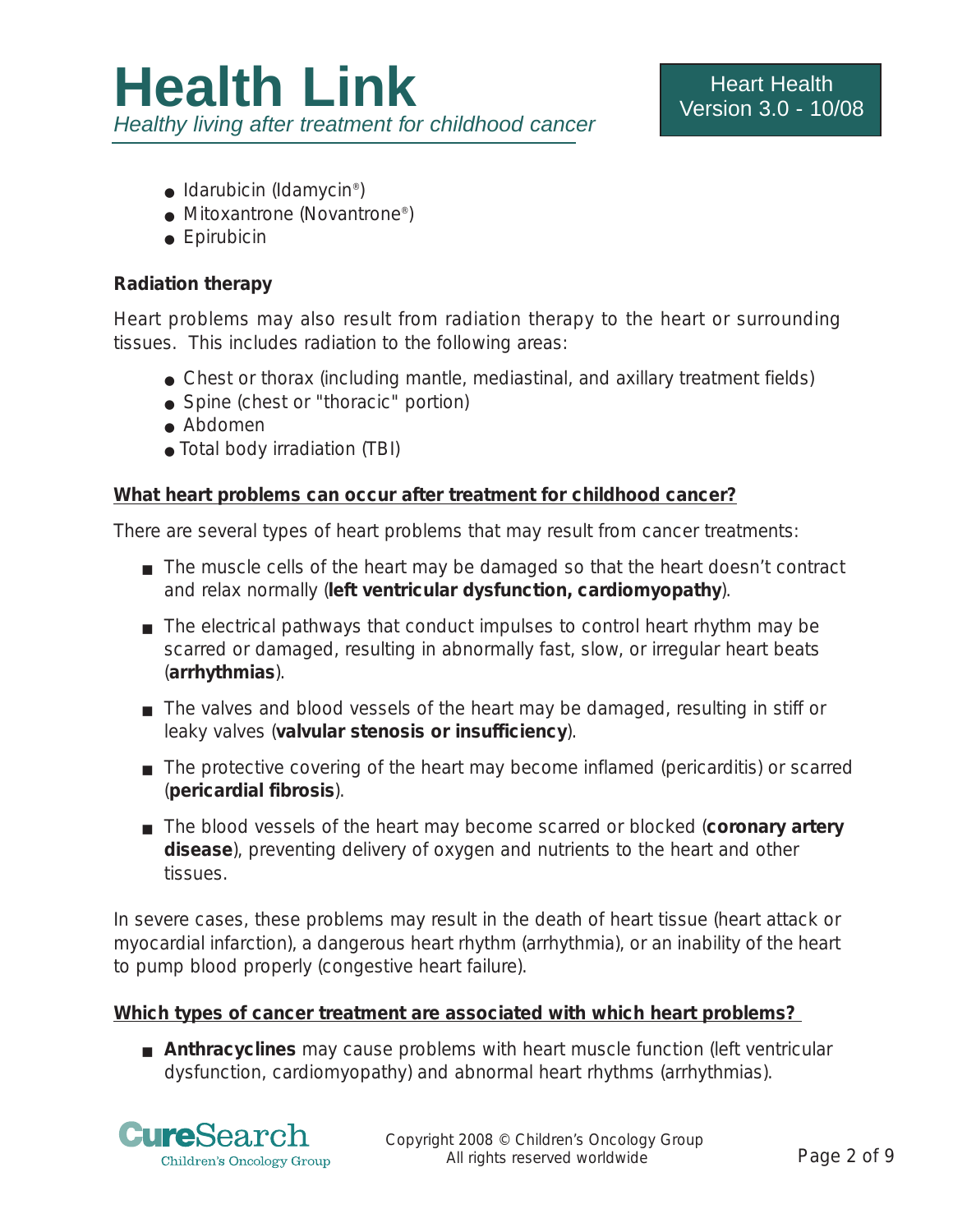- Idarubicin (Idamycin®)
- Mitoxantrone (Novantrone®)
- Epirubicin

**Radiation therapy**

Heart problems may also result from radiation therapy to the heart or surrounding tissues. This includes radiation to the following areas:

- Chest or thorax (including mantle, mediastinal, and axillary treatment fields)
- Spine (chest or "thoracic" portion)
- Abdomen
- Total body irradiation (TBI)

**What heart problems can occur after treatment for childhood cancer?**

There are several types of heart problems that may result from cancer treatments:

- The muscle cells of the heart may be damaged so that the heart doesn't contract and relax normally (**left ventricular dysfunction, cardiomyopathy**).
- The electrical pathways that conduct impulses to control heart rhythm may be scarred or damaged, resulting in abnormally fast, slow, or irregular heart beats (**arrhythmias**).
- The valves and blood vessels of the heart may be damaged, resulting in stiff or leaky valves (**valvular stenosis or insufficiency**).
- The protective covering of the heart may become inflamed (pericarditis) or scarred (**pericardial fibrosis**).
- The blood vessels of the heart may become scarred or blocked (**coronary artery disease**), preventing delivery of oxygen and nutrients to the heart and other tissues.

In severe cases, these problems may result in the death of heart tissue (heart attack or myocardial infarction), a dangerous heart rhythm (arrhythmia), or an inability of the heart to pump blood properly (congestive heart failure).

**Which types of cancer treatment are associated with which heart problems?**

- **Anthracyclines** may cause problems with heart muscle function (left ventricular dysfunction, cardiomyopathy) and abnormal heart rhythms (arrhythmias).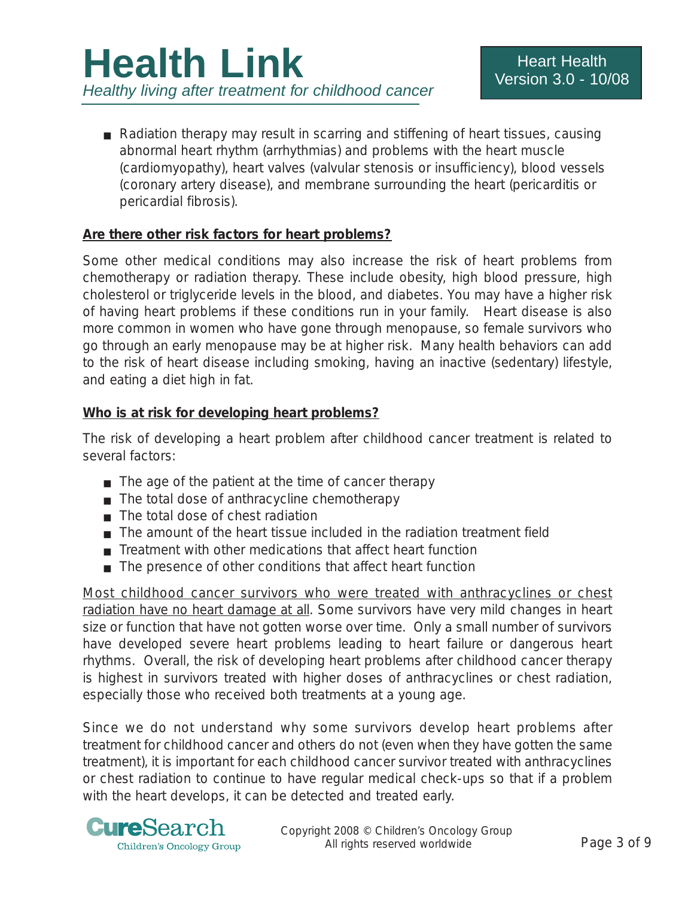- Radiation therapy may result in scarring and stiffening of heart tissues, causing abnormal heart rhythm (arrhythmias) and problems with the heart muscle (cardiomyopathy), heart valves (valvular stenosis or insufficiency), blood vessels (coronary artery disease), and membrane surrounding the heart (pericarditis or pericardial fibrosis).

**Are there other risk factors for heart problems?**

Some other medical conditions may also increase the risk of heart problems from chemotherapy or radiation therapy. These include obesity, high blood pressure, high cholesterol or triglyceride levels in the blood, and diabetes. You may have a higher risk of having heart problems if these conditions run in your family. Heart disease is also more common in women who have gone through menopause, so female survivors who go through an early menopause may be at higher risk. Many health behaviors can add to the risk of heart disease including smoking, having an inactive (sedentary) lifestyle, and eating a diet high in fat.

**Who is at risk for developing heart problems?**

The risk of developing a heart problem after childhood cancer treatment is related to several factors:

- The age of the patient at the time of cancer therapy
- The total dose of anthracycline chemotherapy
- The total dose of chest radiation
- The amount of the heart tissue included in the radiation treatment field
- Treatment with other medications that affect heart function
- The presence of other conditions that affect heart function

Most childhood cancer survivors who were treated with anthracyclines or chest radiation have no heart damage at all. Some survivors have very mild changes in heart size or function that have not gotten worse over time. Only a small number of survivors have developed severe heart problems leading to heart failure or dangerous heart rhythms. Overall, the risk of developing heart problems after childhood cancer therapy is highest in survivors treated with higher doses of anthracyclines or chest radiation, especially those who received both treatments at a young age.

Since we do not understand why some survivors develop heart problems after treatment for childhood cancer and others do not (even when they have gotten the same treatment), it is important for each childhood cancer survivor treated with anthracyclines or chest radiation to continue to have regular medical check-ups so that if a problem with the heart develops, it can be detected and treated early.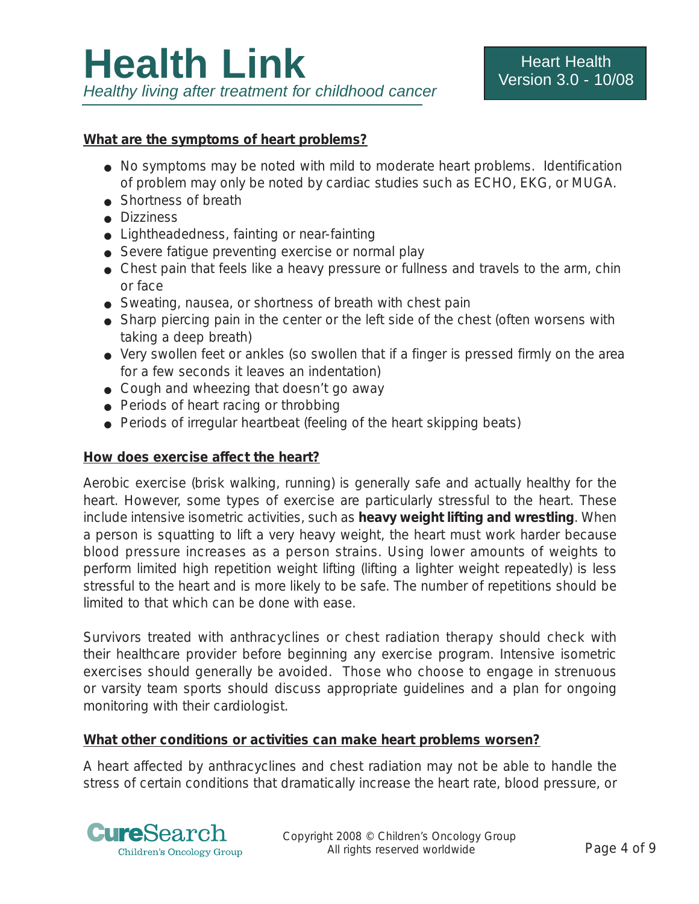## What are the symptoms of heart problems?

- No symptoms may be noted with mild to moderate heart problems. Identification of problem may only be noted by cardiac studies such as ECHO, EKG, or MUGA.
- Shortness of breath
- Dizziness
- Lightheadedness, fainting or near-fainting
- Severe fatigue preventing exercise or normal play
- Chest pain that feels like a heavy pressure or fullness and travels to the arm, chin or face
- Sweating, nausea, or shortness of breath with chest pain
- Sharp piercing pain in the center or the left side of the chest (often worsens with taking a deep breath)
- Very swollen feet or ankles (so swollen that if a finger is pressed firmly on the area for a few seconds it leaves an indentation)
- Cough and wheezing that doesn't go away
- Periods of heart racing or throbbing
- Periods of irregular heartbeat (feeling of the heart skipping beats)

## How does exercise affect the heart?

Aerobic exercise (brisk walking, running) is generally safe and actually healthy for the heart. However, some types of exercise are particularly stressful to the heart. These include intensive isometric activities, such as **heavy weight lifting and wrestling**. When a person is squatting to lift a very heavy weight, the heart must work harder because blood pressure increases as a person strains. Using lower amounts of weights to perform limited high repetition weight lifting (lifting a lighter weight repeatedly) is less stressful to the heart and is more likely to be safe. The number of repetitions should be limited to that which can be done with ease.

Survivors treated with anthracyclines or chest radiation therapy should check with their healthcare provider before beginning any exercise program. Intensive isometric exercises should generally be avoided. Those who choose to engage in strenuous or varsity team sports should discuss appropriate guidelines and a plan for ongoing monitoring with their cardiologist.

## What other conditions or activities can make heart problems worsen?

A heart affected by anthracyclines and chest radiation may not be able to handle the stress of certain conditions that dramatically increase the heart rate, blood pressure, or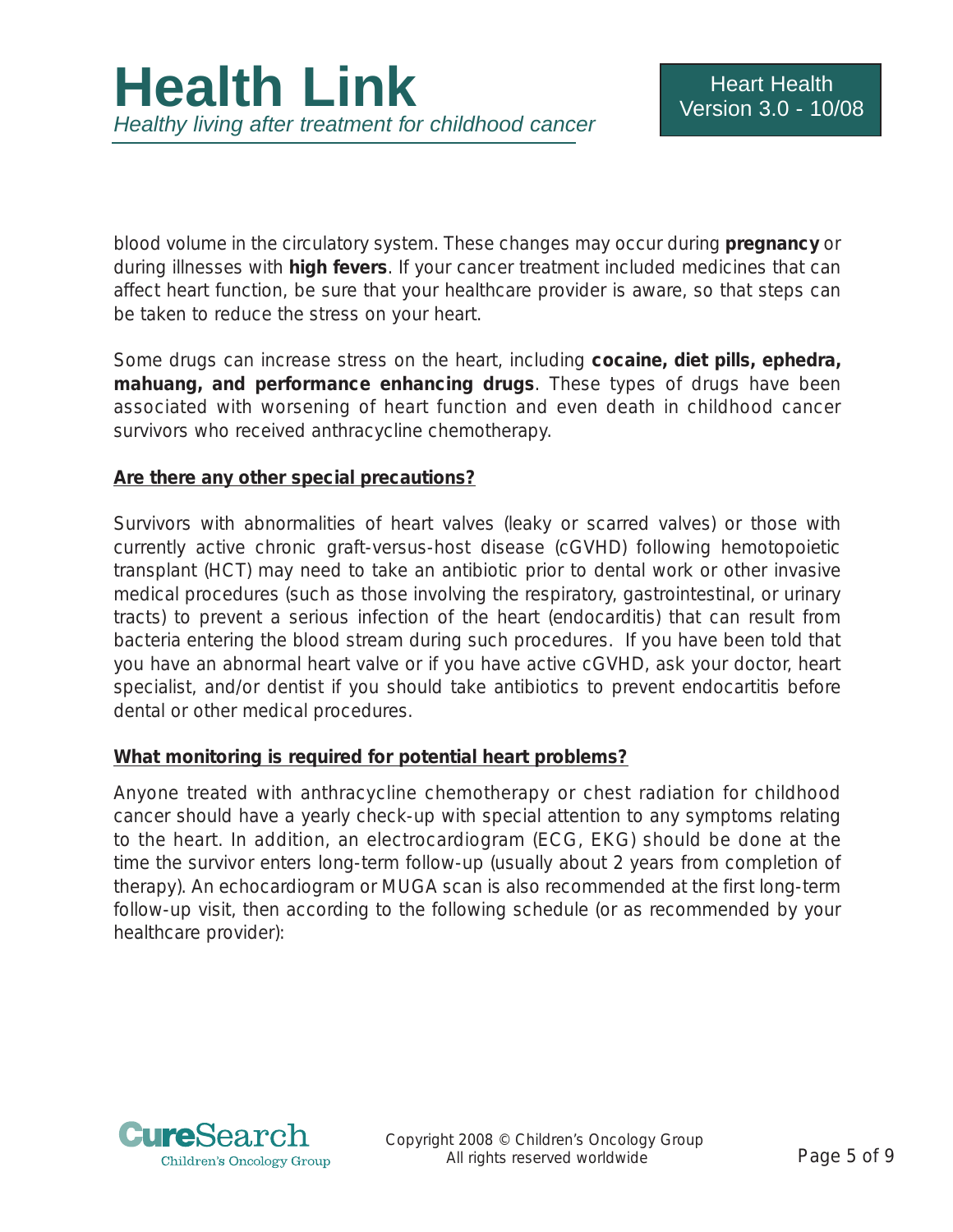blood volume in the circulatory system. These changes may occur during **pregnancy** or during illnesses with **high fevers**. If your cancer treatment included medicines that can affect heart function, be sure that your healthcare provider is aware, so that steps can be taken to reduce the stress on your heart.

Some drugs can increase stress on the heart, including **cocaine, diet pills, ephedra, mahuang, and performance enhancing drugs**. These types of drugs have been associated with worsening of heart function and even death in childhood cancer survivors who received anthracycline chemotherapy.

**Are there any other special precautions?**

Survivors with abnormalities of heart valves (leaky or scarred valves) or those with currently active chronic graft-versus-host disease (cGVHD) following hemotopoietic transplant (HCT) may need to take an antibiotic prior to dental work or other invasive medical procedures (such as those involving the respiratory, gastrointestinal, or urinary tracts) to prevent a serious infection of the heart (endocarditis) that can result from bacteria entering the blood stream during such procedures. If you have been told that you have an abnormal heart valve or if you have active cGVHD, ask your doctor, heart specialist, and/or dentist if you should take antibiotics to prevent endocartitis before dental or other medical procedures.

**What monitoring is required for potential heart problems?**

Anyone treated with anthracycline chemotherapy or chest radiation for childhood cancer should have a yearly check-up with special attention to any symptoms relating to the heart. In addition, an electrocardiogram (ECG, EKG) should be done at the time the survivor enters long-term follow-up (usually about 2 years from completion of therapy). An echocardiogram or MUGA scan is also recommended at the first long-term follow-up visit, then according to the following schedule (or as recommended by your healthcare provider):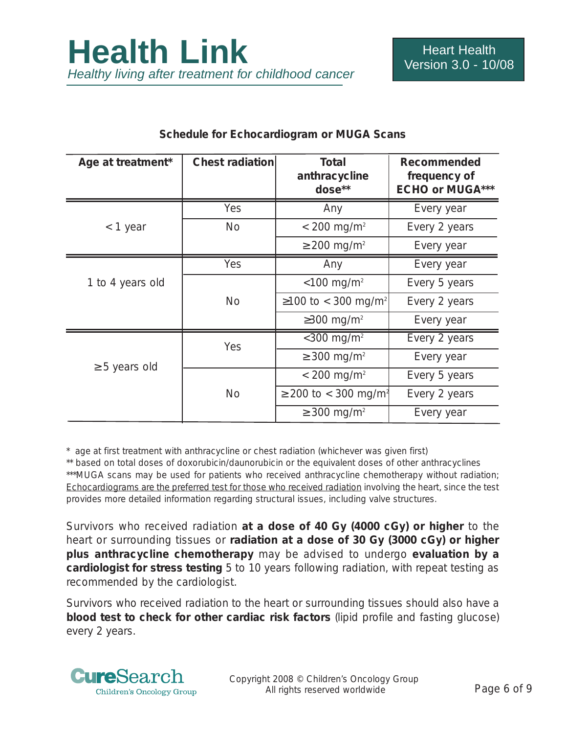## Schedule for Echocardiogram or MUGA Scans

| Age at treatment* | Chest radiation | Total anthracycline dose** | Recommended frequency of ECHO or MUGA*** |
|---|---|---|---|
| < 1 year | Yes | Any | Every year |
| | No | < 200 mg/m$^2$ | Every 2 years |
| | | ≥ 200 mg/m$^2$ | Every year |
| 1 to 4 years old | Yes | Any | Every year |
| | No | <100 mg/m$^2$ | Every 5 years |
| | | ≥100 to < 300 mg/m$^2$ | Every 2 years |
| | | ≥300 mg/m$^2$ | Every year |
| ≥ 5 years old | Yes | <300 mg/m$^2$ | Every 2 years |
| | | ≥ 300 mg/m$^2$ | Every year |
| | No | < 200 mg/m$^2$ | Every 5 years |
| | | ≥ 200 to < 300 mg/m$^2$ | Every 2 years |
| | | ≥ 300 mg/m$^2$ | Every year |

\* age at first treatment with anthracycline or chest radiation (whichever was given first)

** based on total doses of doxorubicin/daunorubicin or the equivalent doses of other anthracyclines

***MUGA scans may be used for patients who received anthracycline chemotherapy without radiation; Echocardiograms are the preferred test for those who received radiation involving the heart, since the test provides more detailed information regarding structural issues, including valve structures.

Survivors who received radiation **at a dose of 40 Gy (4000 cGy) or higher** to the heart or surrounding tissues or **radiation at a dose of 30 Gy (3000 cGy) or higher plus anthracycline chemotherapy** may be advised to undergo **evaluation by a cardiologist for stress testing** 5 to 10 years following radiation, with repeat testing as recommended by the cardiologist.

Survivors who received radiation to the heart or surrounding tissues should also have a **blood test to check for other cardiac risk factors** (lipid profile and fasting glucose) every 2 years.

Copyright 2008 © Children's Oncology Group
All rights reserved worldwide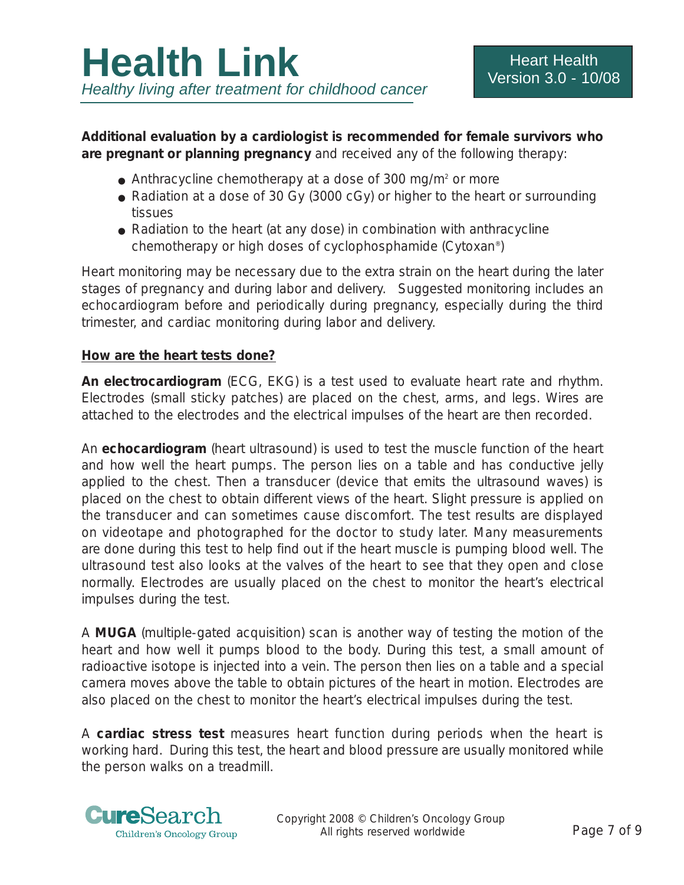**Additional evaluation by a cardiologist is recommended for female survivors who are pregnant or planning pregnancy** and received any of the following therapy:

- Anthracycline chemotherapy at a dose of 300 mg/m$^2$ or more
- Radiation at a dose of 30 Gy (3000 cGy) or higher to the heart or surrounding tissues
- Radiation to the heart (at any dose) in combination with anthracycline chemotherapy or high doses of cyclophosphamide (Cytoxan®)

Heart monitoring may be necessary due to the extra strain on the heart during the later stages of pregnancy and during labor and delivery. Suggested monitoring includes an echocardiogram before and periodically during pregnancy, especially during the third trimester, and cardiac monitoring during labor and delivery.

## How are the heart tests done?

**An electrocardiogram** (ECG, EKG) is a test used to evaluate heart rate and rhythm. Electrodes (small sticky patches) are placed on the chest, arms, and legs. Wires are attached to the electrodes and the electrical impulses of the heart are then recorded.

An **echocardiogram** (heart ultrasound) is used to test the muscle function of the heart and how well the heart pumps. The person lies on a table and has conductive jelly applied to the chest. Then a transducer (device that emits the ultrasound waves) is placed on the chest to obtain different views of the heart. Slight pressure is applied on the transducer and can sometimes cause discomfort. The test results are displayed on videotape and photographed for the doctor to study later. Many measurements are done during this test to help find out if the heart muscle is pumping blood well. The ultrasound test also looks at the valves of the heart to see that they open and close normally. Electrodes are usually placed on the chest to monitor the heart's electrical impulses during the test.

A **MUGA** (multiple-gated acquisition) scan is another way of testing the motion of the heart and how well it pumps blood to the body. During this test, a small amount of radioactive isotope is injected into a vein. The person then lies on a table and a special camera moves above the table to obtain pictures of the heart in motion. Electrodes are also placed on the chest to monitor the heart's electrical impulses during the test.

A **cardiac stress test** measures heart function during periods when the heart is working hard. During this test, the heart and blood pressure are usually monitored while the person walks on a treadmill.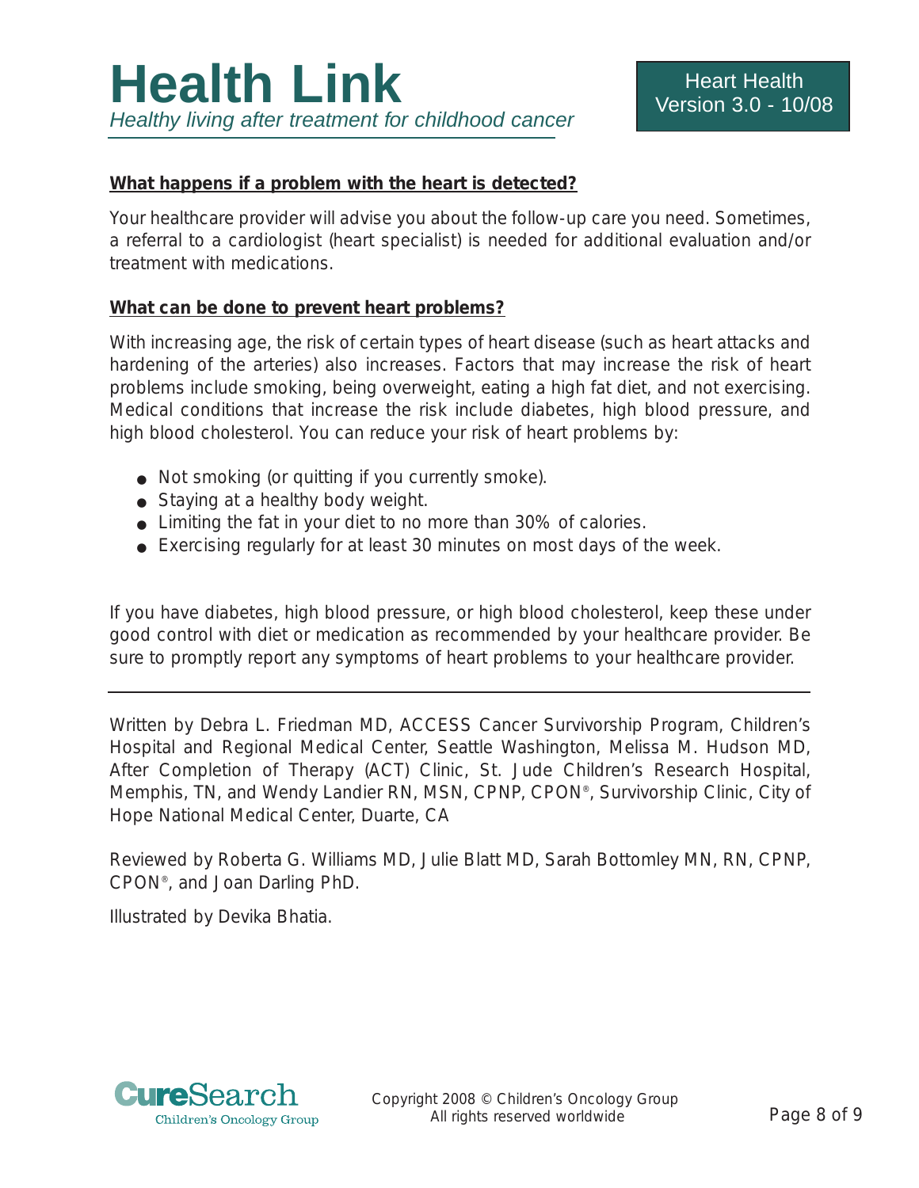### What happens if a problem with the heart is detected?

Your healthcare provider will advise you about the follow-up care you need. Sometimes, a referral to a cardiologist (heart specialist) is needed for additional evaluation and/or treatment with medications.

### What can be done to prevent heart problems?

With increasing age, the risk of certain types of heart disease (such as heart attacks and hardening of the arteries) also increases. Factors that may increase the risk of heart problems include smoking, being overweight, eating a high fat diet, and not exercising. Medical conditions that increase the risk include diabetes, high blood pressure, and high blood cholesterol. You can reduce your risk of heart problems by:

- Not smoking (or quitting if you currently smoke).
- Staying at a healthy body weight.
- Limiting the fat in your diet to no more than 30% of calories.
- Exercising regularly for at least 30 minutes on most days of the week.

If you have diabetes, high blood pressure, or high blood cholesterol, keep these under good control with diet or medication as recommended by your healthcare provider. Be sure to promptly report any symptoms of heart problems to your healthcare provider.

---

Written by Debra L. Friedman MD, ACCESS Cancer Survivorship Program, Children's Hospital and Regional Medical Center, Seattle Washington, Melissa M. Hudson MD, After Completion of Therapy (ACT) Clinic, St. Jude Children's Research Hospital, Memphis, TN, and Wendy Landier RN, MSN, CPNP, CPON®, Survivorship Clinic, City of Hope National Medical Center, Duarte, CA

Reviewed by Roberta G. Williams MD, Julie Blatt MD, Sarah Bottomley MN, RN, CPNP, CPON®, and Joan Darling PhD.

Illustrated by Devika Bhatia.

Copyright 2008 © Children's Oncology Group
All rights reserved worldwide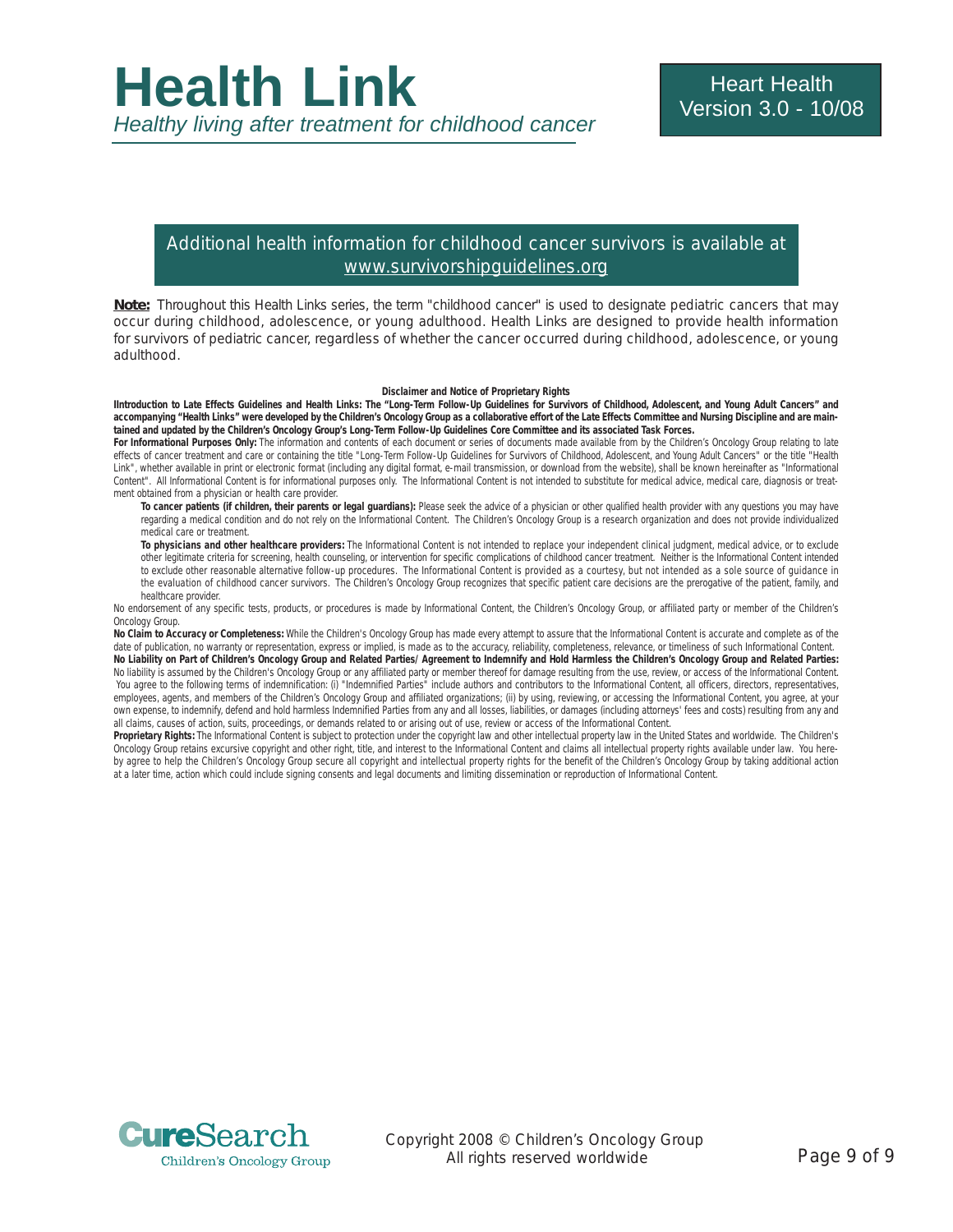Additional health information for childhood cancer survivors is available at www.survivorshipguidelines.org

**Note:** Throughout this Health Links series, the term "childhood cancer" is used to designate pediatric cancers that may occur during childhood, adolescence, or young adulthood. Health Links are designed to provide health information for survivors of pediatric cancer, regardless of whether the cancer occurred during childhood, adolescence, or young adulthood.

**Disclaimer and Notice of Proprietary Rights**

**IIntroduction to Late Effects Guidelines and Health Links: The "Long-Term Follow-Up Guidelines for Survivors of Childhood, Adolescent, and Young Adult Cancers" and accompanying "Health Links" were developed by the Children's Oncology Group as a collaborative effort of the Late Effects Committee and Nursing Discipline and are maintained and updated by the Children's Oncology Group's Long-Term Follow-Up Guidelines Core Committee and its associated Task Forces.**

**For Informational Purposes Only:** The information and contents of each document or series of documents made available from by the Children's Oncology Group relating to late effects of cancer treatment and care or containing the title "Long-Term Follow-Up Guidelines for Survivors of Childhood, Adolescent, and Young Adult Cancers" or the title "Health Link", whether available in print or electronic format (including any digital format, e-mail transmission, or download from the website), shall be known hereinafter as "Informational Content". All Informational Content is for informational purposes only. The Informational Content is not intended to substitute for medical advice, medical care, diagnosis or treatment obtained from a physician or health care provider.

**To cancer patients (if children, their parents or legal guardians):** Please seek the advice of a physician or other qualified health provider with any questions you may have regarding a medical condition and do not rely on the Informational Content. The Children's Oncology Group is a research organization and does not provide individualized medical care or treatment.

**To physicians and other healthcare providers:** The Informational Content is not intended to replace your independent clinical judgment, medical advice, or to exclude other legitimate criteria for screening, health counseling, or intervention for specific complications of childhood cancer treatment. Neither is the Informational Content intended to exclude other reasonable alternative follow-up procedures. The Informational Content is provided as a courtesy, but not intended as a sole source of guidance in the evaluation of childhood cancer survivors. The Children's Oncology Group recognizes that specific patient care decisions are the prerogative of the patient, family, and healthcare provider.

No endorsement of any specific tests, products, or procedures is made by Informational Content, the Children's Oncology Group, or affiliated party or member of the Children's Oncology Group.

**No Claim to Accuracy or Completeness:** While the Children's Oncology Group has made every attempt to assure that the Informational Content is accurate and complete as of the date of publication, no warranty or representation, express or implied, is made as to the accuracy, reliability, completeness, relevance, or timeliness of such Informational Content.

**No Liability on Part of Children's Oncology Group and Related Parties/ Agreement to Indemnify and Hold Harmless the Children's Oncology Group and Related Parties:** No liability is assumed by the Children's Oncology Group or any affiliated party or member thereof for damage resulting from the use, review, or access of the Informational Content. You agree to the following terms of indemnification: (i) "Indemnified Parties" include authors and contributors to the Informational Content, all officers, directors, representatives, employees, agents, and members of the Children's Oncology Group and affiliated organizations; (ii) by using, reviewing, or accessing the Informational Content, you agree, at your own expense, to indemnify, defend and hold harmless Indemnified Parties from any and all losses, liabilities, or damages (including attorneys' fees and costs) resulting from any and all claims, causes of action, suits, proceedings, or demands related to or arising out of use, review or access of the Informational Content.

**Proprietary Rights:** The Informational Content is subject to protection under the copyright law and other intellectual property law in the United States and worldwide. The Children's Oncology Group retains excursive copyright and other right, title, and interest to the Informational Content and claims all intellectual property rights available under law. You hereby agree to help the Children's Oncology Group secure all copyright and intellectual property rights for the benefit of the Children's Oncology Group by taking additional action at a later time, action which could include signing consents and legal documents and limiting dissemination or reproduction of Informational Content.

CureSearch
Children's Oncology Group

Copyright 2008 © Children's Oncology Group
All rights reserved worldwide